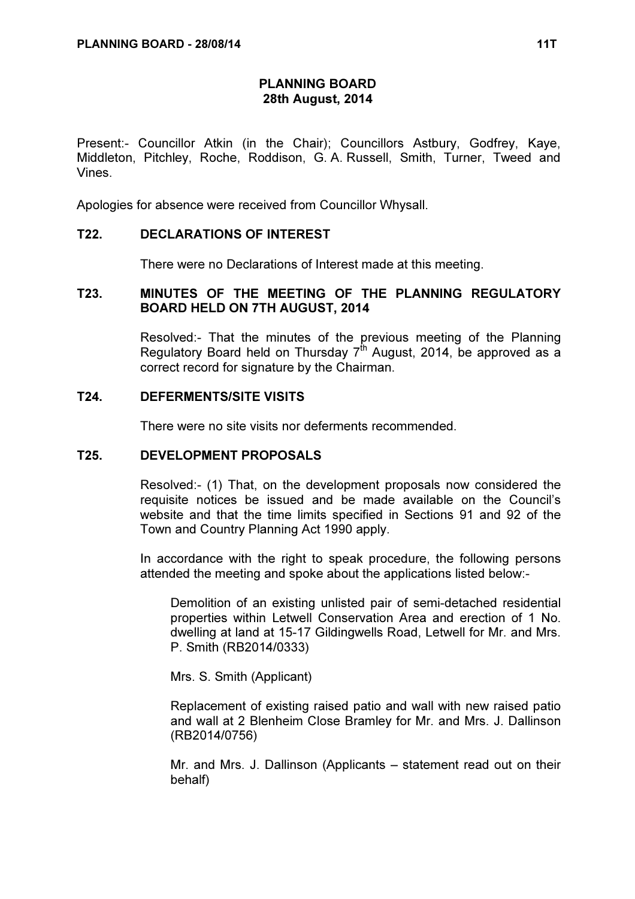# PLANNING BOARD
## 28th August, 2014

Present:- Councillor Atkin (in the Chair); Councillors Astbury, Godfrey, Kaye, Middleton, Pitchley, Roche, Roddison, G. A. Russell, Smith, Turner, Tweed and Vines.

Apologies for absence were received from Councillor Whysall.

### T22. DECLARATIONS OF INTEREST

There were no Declarations of Interest made at this meeting.

### T23. MINUTES OF THE MEETING OF THE PLANNING REGULATORY BOARD HELD ON 7TH AUGUST, 2014

Resolved:- That the minutes of the previous meeting of the Planning Regulatory Board held on Thursday 7th August, 2014, be approved as a correct record for signature by the Chairman.

### T24. DEFERMENTS/SITE VISITS

There were no site visits nor deferments recommended.

### T25. DEVELOPMENT PROPOSALS

Resolved:- (1) That, on the development proposals now considered the requisite notices be issued and be made available on the Council's website and that the time limits specified in Sections 91 and 92 of the Town and Country Planning Act 1990 apply.

In accordance with the right to speak procedure, the following persons attended the meeting and spoke about the applications listed below:-

Demolition of an existing unlisted pair of semi-detached residential properties within Letwell Conservation Area and erection of 1 No. dwelling at land at 15-17 Gildingwells Road, Letwell for Mr. and Mrs. P. Smith (RB2014/0333)

Mrs. S. Smith (Applicant)

Replacement of existing raised patio and wall with new raised patio and wall at 2 Blenheim Close Bramley for Mr. and Mrs. J. Dallinson (RB2014/0756)

Mr. and Mrs. J. Dallinson (Applicants – statement read out on their behalf)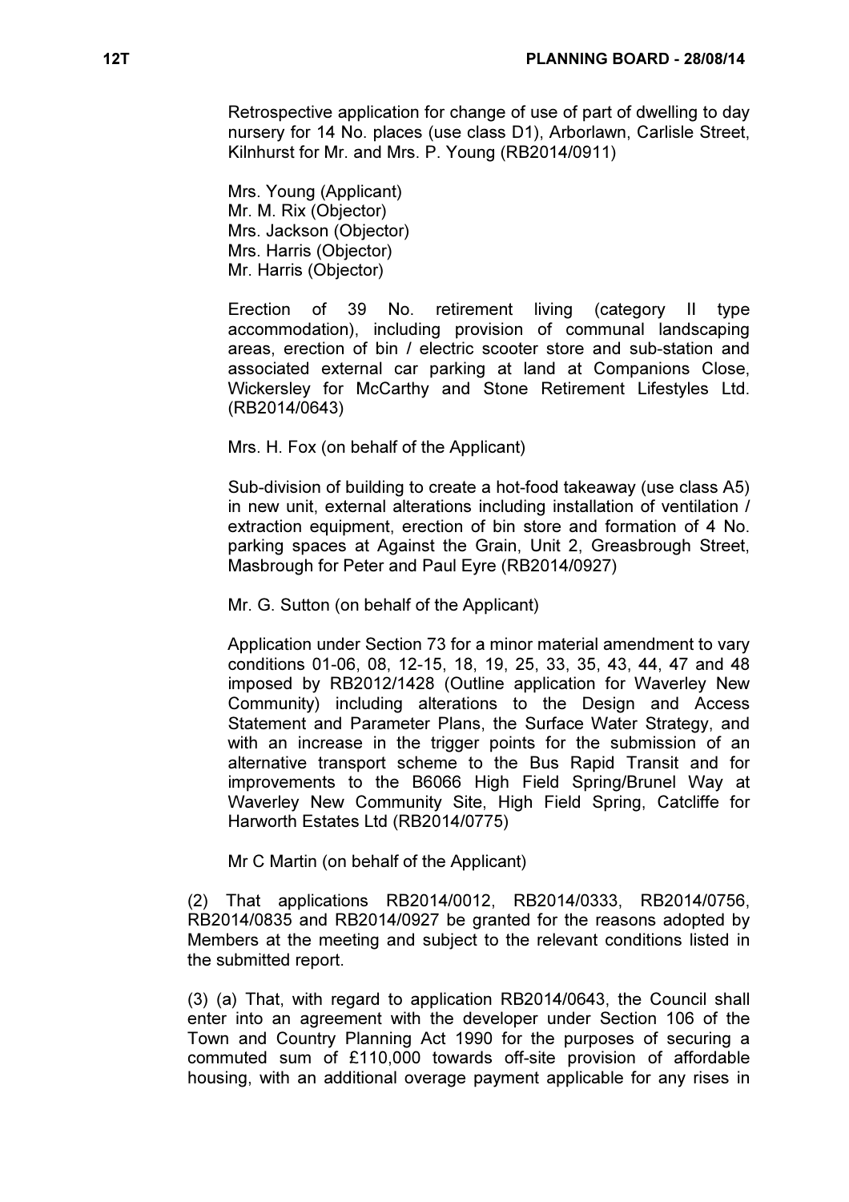Retrospective application for change of use of part of dwelling to day nursery for 14 No. places (use class D1), Arborlawn, Carlisle Street, Kilnhurst for Mr. and Mrs. P. Young (RB2014/0911)

Mrs. Young (Applicant)
Mr. M. Rix (Objector)
Mrs. Jackson (Objector)
Mrs. Harris (Objector)
Mr. Harris (Objector)

Erection of 39 No. retirement living (category II type accommodation), including provision of communal landscaping areas, erection of bin / electric scooter store and sub-station and associated external car parking at land at Companions Close, Wickersley for McCarthy and Stone Retirement Lifestyles Ltd. (RB2014/0643)

Mrs. H. Fox (on behalf of the Applicant)

Sub-division of building to create a hot-food takeaway (use class A5) in new unit, external alterations including installation of ventilation / extraction equipment, erection of bin store and formation of 4 No. parking spaces at Against the Grain, Unit 2, Greasbrough Street, Masbrough for Peter and Paul Eyre (RB2014/0927)

Mr. G. Sutton (on behalf of the Applicant)

Application under Section 73 for a minor material amendment to vary conditions 01-06, 08, 12-15, 18, 19, 25, 33, 35, 43, 44, 47 and 48 imposed by RB2012/1428 (Outline application for Waverley New Community) including alterations to the Design and Access Statement and Parameter Plans, the Surface Water Strategy, and with an increase in the trigger points for the submission of an alternative transport scheme to the Bus Rapid Transit and for improvements to the B6066 High Field Spring/Brunel Way at Waverley New Community Site, High Field Spring, Catcliffe for Harworth Estates Ltd (RB2014/0775)

Mr C Martin (on behalf of the Applicant)

(2) That applications RB2014/0012, RB2014/0333, RB2014/0756, RB2014/0835 and RB2014/0927 be granted for the reasons adopted by Members at the meeting and subject to the relevant conditions listed in the submitted report.

(3) (a) That, with regard to application RB2014/0643, the Council shall enter into an agreement with the developer under Section 106 of the Town and Country Planning Act 1990 for the purposes of securing a commuted sum of £110,000 towards off-site provision of affordable housing, with an additional overage payment applicable for any rises in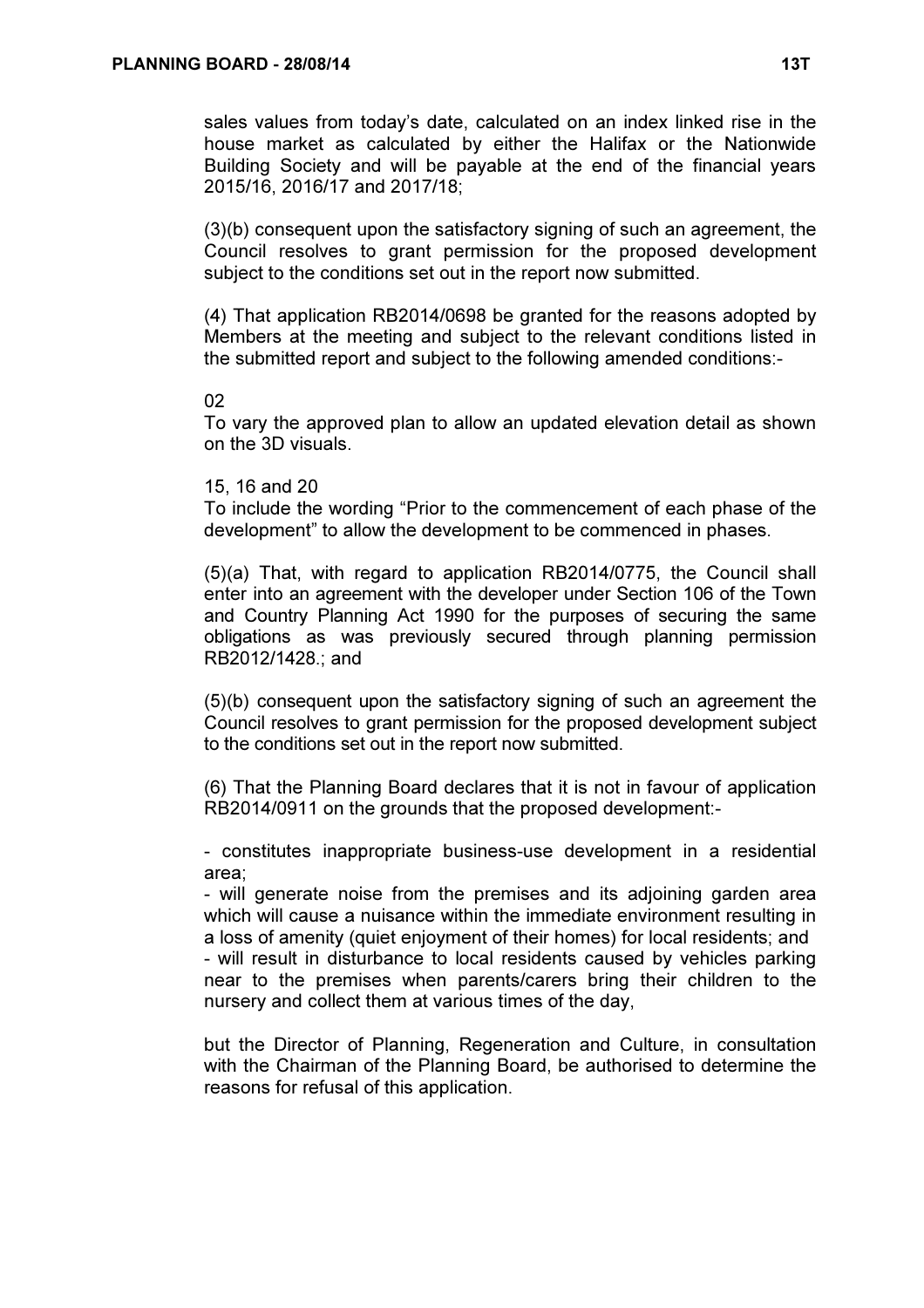sales values from today's date, calculated on an index linked rise in the house market as calculated by either the Halifax or the Nationwide Building Society and will be payable at the end of the financial years 2015/16, 2016/17 and 2017/18;

(3)(b) consequent upon the satisfactory signing of such an agreement, the Council resolves to grant permission for the proposed development subject to the conditions set out in the report now submitted.

(4) That application RB2014/0698 be granted for the reasons adopted by Members at the meeting and subject to the relevant conditions listed in the submitted report and subject to the following amended conditions:-

02
To vary the approved plan to allow an updated elevation detail as shown on the 3D visuals.

15, 16 and 20
To include the wording "Prior to the commencement of each phase of the development" to allow the development to be commenced in phases.

(5)(a) That, with regard to application RB2014/0775, the Council shall enter into an agreement with the developer under Section 106 of the Town and Country Planning Act 1990 for the purposes of securing the same obligations as was previously secured through planning permission RB2012/1428.; and

(5)(b) consequent upon the satisfactory signing of such an agreement the Council resolves to grant permission for the proposed development subject to the conditions set out in the report now submitted.

(6) That the Planning Board declares that it is not in favour of application RB2014/0911 on the grounds that the proposed development:-

- constitutes inappropriate business-use development in a residential area;
- will generate noise from the premises and its adjoining garden area which will cause a nuisance within the immediate environment resulting in a loss of amenity (quiet enjoyment of their homes) for local residents; and
- will result in disturbance to local residents caused by vehicles parking near to the premises when parents/carers bring their children to the nursery and collect them at various times of the day,

but the Director of Planning, Regeneration and Culture, in consultation with the Chairman of the Planning Board, be authorised to determine the reasons for refusal of this application.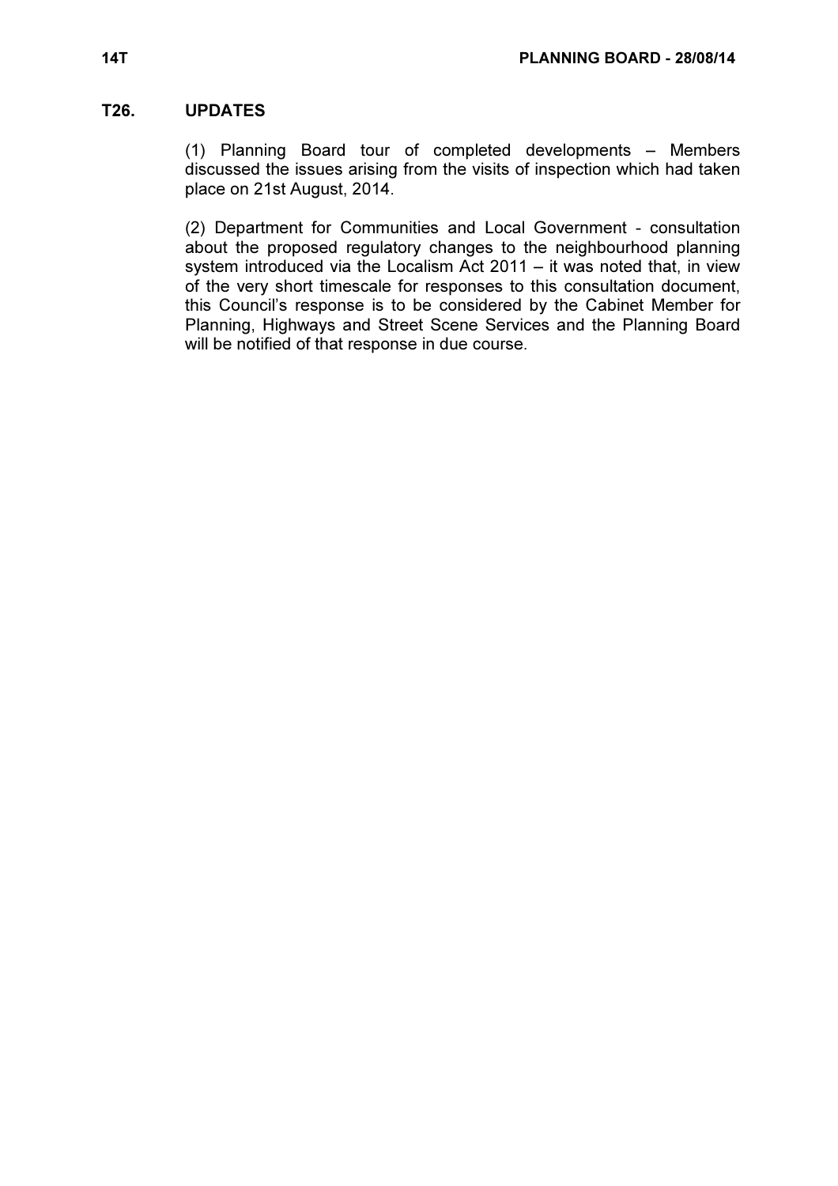## T26. UPDATES

(1) Planning Board tour of completed developments – Members discussed the issues arising from the visits of inspection which had taken place on 21st August, 2014.

(2) Department for Communities and Local Government - consultation about the proposed regulatory changes to the neighbourhood planning system introduced via the Localism Act 2011 – it was noted that, in view of the very short timescale for responses to this consultation document, this Council's response is to be considered by the Cabinet Member for Planning, Highways and Street Scene Services and the Planning Board will be notified of that response in due course.